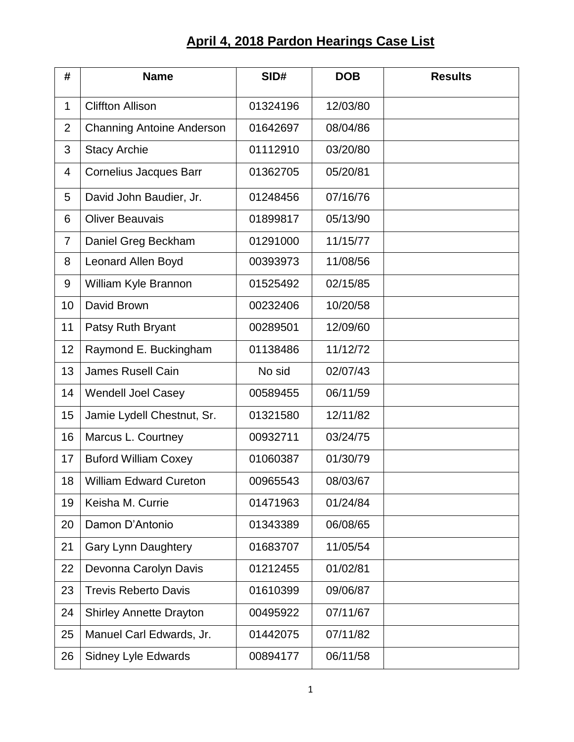# April 4, 2018 Pardon Hearings Case List

| # | Name | SID# | DOB | Results |
|---|---|---|---|---|
| 1 | Cliffton Allison | 01324196 | 12/03/80 | |
| 2 | Channing Antoine Anderson | 01642697 | 08/04/86 | |
| 3 | Stacy Archie | 01112910 | 03/20/80 | |
| 4 | Cornelius Jacques Barr | 01362705 | 05/20/81 | |
| 5 | David John Baudier, Jr. | 01248456 | 07/16/76 | |
| 6 | Oliver Beauvais | 01899817 | 05/13/90 | |
| 7 | Daniel Greg Beckham | 01291000 | 11/15/77 | |
| 8 | Leonard Allen Boyd | 00393973 | 11/08/56 | |
| 9 | William Kyle Brannon | 01525492 | 02/15/85 | |
| 10 | David Brown | 00232406 | 10/20/58 | |
| 11 | Patsy Ruth Bryant | 00289501 | 12/09/60 | |
| 12 | Raymond E. Buckingham | 01138486 | 11/12/72 | |
| 13 | James Rusell Cain | No sid | 02/07/43 | |
| 14 | Wendell Joel Casey | 00589455 | 06/11/59 | |
| 15 | Jamie Lydell Chestnut, Sr. | 01321580 | 12/11/82 | |
| 16 | Marcus L. Courtney | 00932711 | 03/24/75 | |
| 17 | Buford William Coxey | 01060387 | 01/30/79 | |
| 18 | William Edward Cureton | 00965543 | 08/03/67 | |
| 19 | Keisha M. Currie | 01471963 | 01/24/84 | |
| 20 | Damon D'Antonio | 01343389 | 06/08/65 | |
| 21 | Gary Lynn Daughtery | 01683707 | 11/05/54 | |
| 22 | Devonna Carolyn Davis | 01212455 | 01/02/81 | |
| 23 | Trevis Reberto Davis | 01610399 | 09/06/87 | |
| 24 | Shirley Annette Drayton | 00495922 | 07/11/67 | |
| 25 | Manuel Carl Edwards, Jr. | 01442075 | 07/11/82 | |
| 26 | Sidney Lyle Edwards | 00894177 | 06/11/58 | |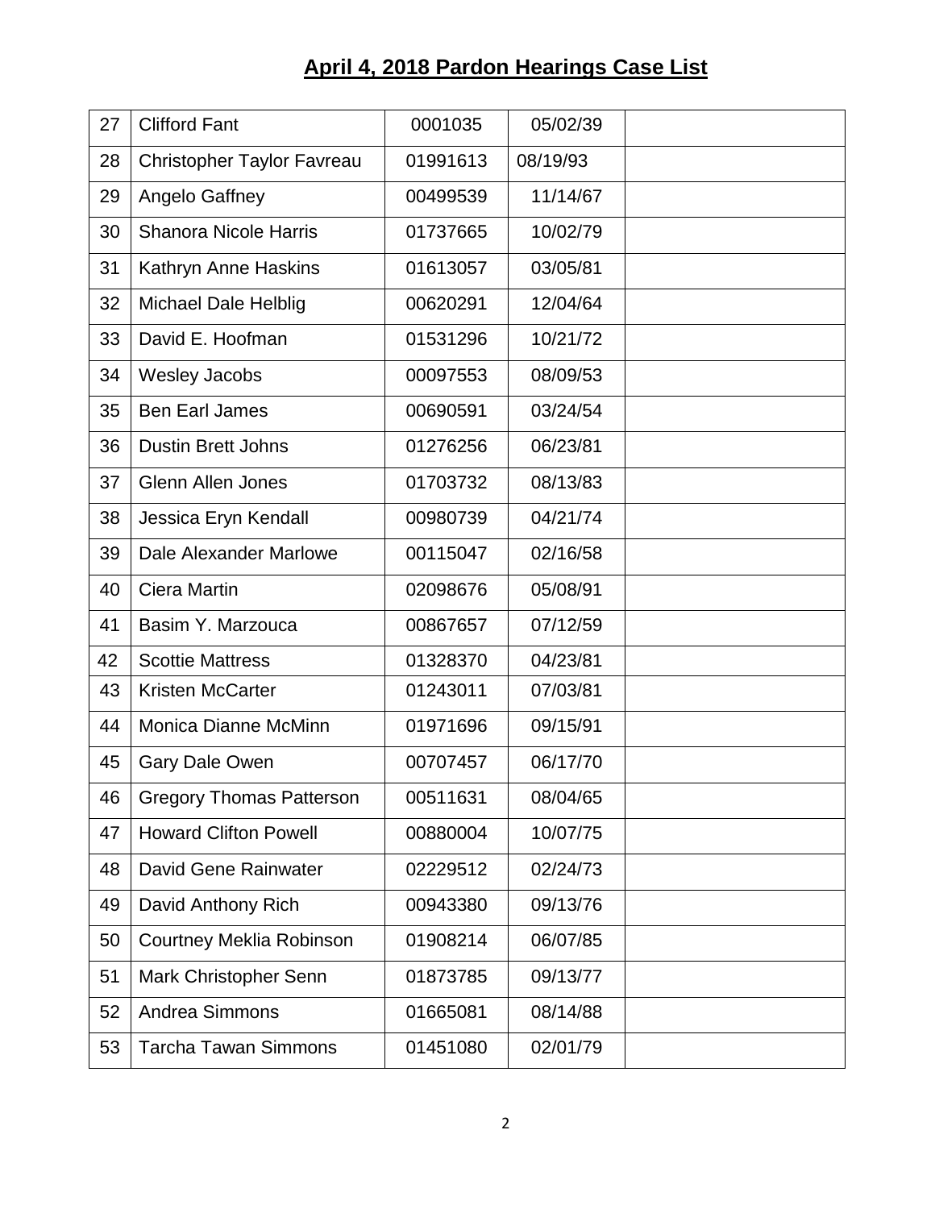## April 4, 2018 Pardon Hearings Case List

| | | | | |
|---|---|---|---|---|
| 27 | Clifford Fant | 0001035 | 05/02/39 | |
| 28 | Christopher Taylor Favreau | 01991613 | 08/19/93 | |
| 29 | Angelo Gaffney | 00499539 | 11/14/67 | |
| 30 | Shanora Nicole Harris | 01737665 | 10/02/79 | |
| 31 | Kathryn Anne Haskins | 01613057 | 03/05/81 | |
| 32 | Michael Dale Helblig | 00620291 | 12/04/64 | |
| 33 | David E. Hoofman | 01531296 | 10/21/72 | |
| 34 | Wesley Jacobs | 00097553 | 08/09/53 | |
| 35 | Ben Earl James | 00690591 | 03/24/54 | |
| 36 | Dustin Brett Johns | 01276256 | 06/23/81 | |
| 37 | Glenn Allen Jones | 01703732 | 08/13/83 | |
| 38 | Jessica Eryn Kendall | 00980739 | 04/21/74 | |
| 39 | Dale Alexander Marlowe | 00115047 | 02/16/58 | |
| 40 | Ciera Martin | 02098676 | 05/08/91 | |
| 41 | Basim Y. Marzouca | 00867657 | 07/12/59 | |
| 42 | Scottie Mattress | 01328370 | 04/23/81 | |
| 43 | Kristen McCarter | 01243011 | 07/03/81 | |
| 44 | Monica Dianne McMinn | 01971696 | 09/15/91 | |
| 45 | Gary Dale Owen | 00707457 | 06/17/70 | |
| 46 | Gregory Thomas Patterson | 00511631 | 08/04/65 | |
| 47 | Howard Clifton Powell | 00880004 | 10/07/75 | |
| 48 | David Gene Rainwater | 02229512 | 02/24/73 | |
| 49 | David Anthony Rich | 00943380 | 09/13/76 | |
| 50 | Courtney Meklia Robinson | 01908214 | 06/07/85 | |
| 51 | Mark Christopher Senn | 01873785 | 09/13/77 | |
| 52 | Andrea Simmons | 01665081 | 08/14/88 | |
| 53 | Tarcha Tawan Simmons | 01451080 | 02/01/79 | |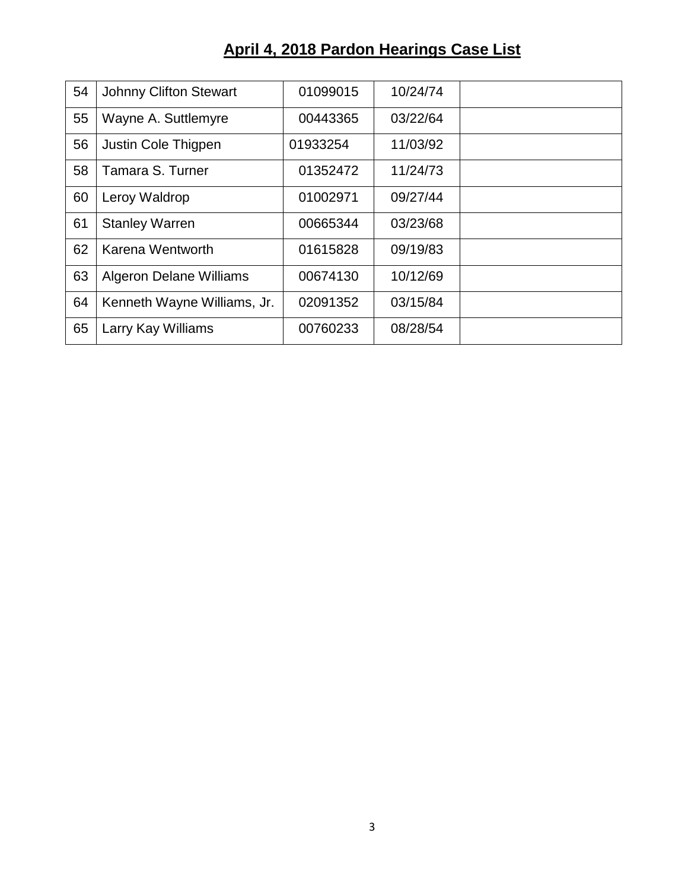## April 4, 2018 Pardon Hearings Case List

| | | | | |
|---|---|---|---|---|
| 54 | Johnny Clifton Stewart | 01099015 | 10/24/74 | |
| 55 | Wayne A. Suttlemyre | 00443365 | 03/22/64 | |
| 56 | Justin Cole Thigpen | 01933254 | 11/03/92 | |
| 58 | Tamara S. Turner | 01352472 | 11/24/73 | |
| 60 | Leroy Waldrop | 01002971 | 09/27/44 | |
| 61 | Stanley Warren | 00665344 | 03/23/68 | |
| 62 | Karena Wentworth | 01615828 | 09/19/83 | |
| 63 | Algeron Delane Williams | 00674130 | 10/12/69 | |
| 64 | Kenneth Wayne Williams, Jr. | 02091352 | 03/15/84 | |
| 65 | Larry Kay Williams | 00760233 | 08/28/54 | |